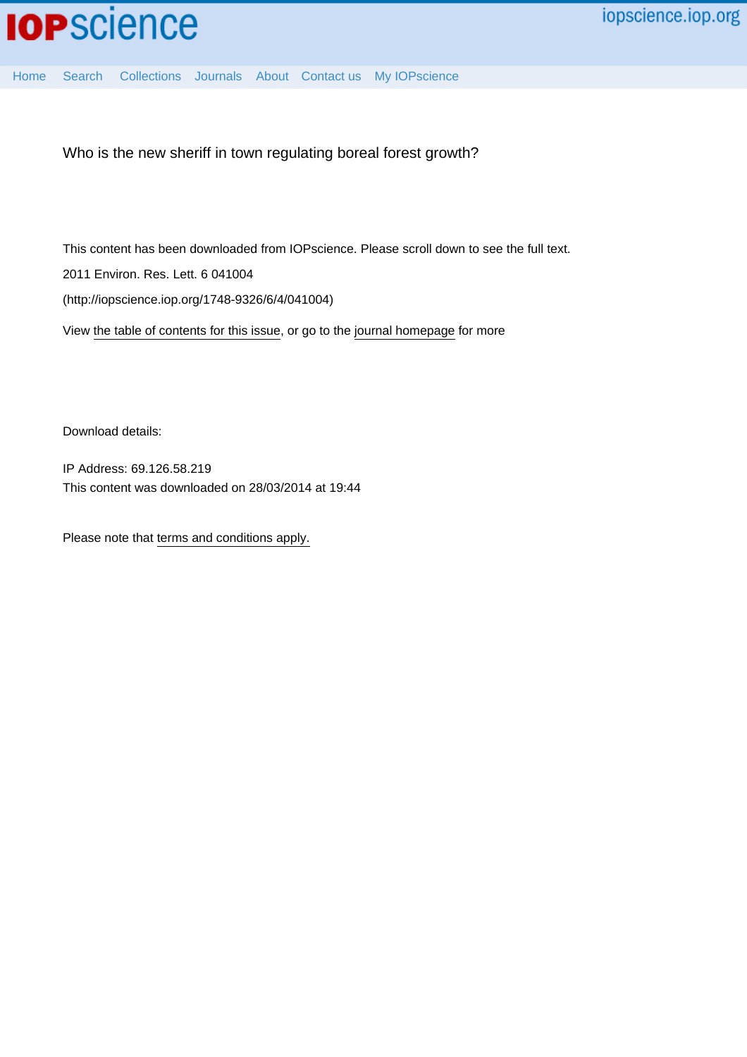Who is the new sheriff in town regulating boreal forest growth?

This content has been downloaded from IOPscience. Please scroll down to see the full text.

2011 Environ. Res. Lett. 6 041004

(http://iopscience.iop.org/1748-9326/6/4/041004)

View the table of contents for this issue, or go to the journal homepage for more

Download details:

IP Address: 69.126.58.219

This content was downloaded on 28/03/2014 at 19:44

Please note that terms and conditions apply.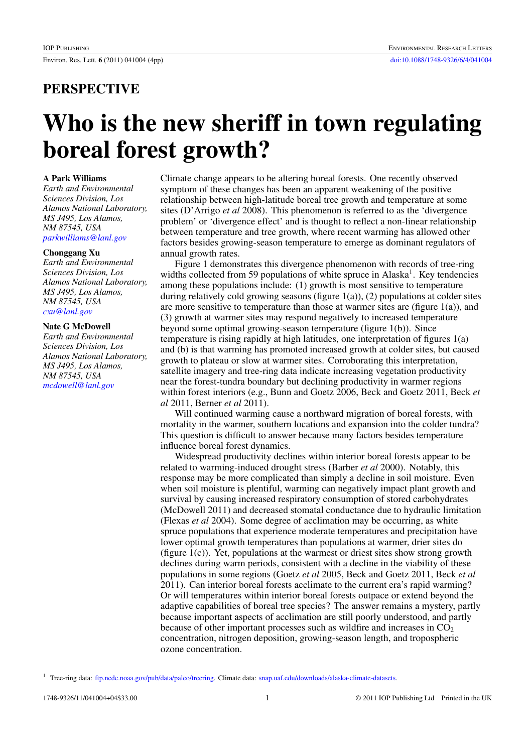## PERSPECTIVE

# Who is the new sheriff in town regulating boreal forest growth?

**A Park Williams**
*Earth and Environmental Sciences Division, Los Alamos National Laboratory, MS J495, Los Alamos, NM 87545, USA*
*parkwilliams@lanl.gov*

**Chonggang Xu**
*Earth and Environmental Sciences Division, Los Alamos National Laboratory, MS J495, Los Alamos, NM 87545, USA*
*cxu@lanl.gov*

**Nate G McDowell**
*Earth and Environmental Sciences Division, Los Alamos National Laboratory, MS J495, Los Alamos, NM 87545, USA*
*mcdowell@lanl.gov*

Climate change appears to be altering boreal forests. One recently observed symptom of these changes has been an apparent weakening of the positive relationship between high-latitude boreal tree growth and temperature at some sites (D'Arrigo *et al* 2008). This phenomenon is referred to as the 'divergence problem' or 'divergence effect' and is thought to reflect a non-linear relationship between temperature and tree growth, where recent warming has allowed other factors besides growing-season temperature to emerge as dominant regulators of annual growth rates.

Figure 1 demonstrates this divergence phenomenon with records of tree-ring widths collected from 59 populations of white spruce in Alaska[1]. Key tendencies among these populations include: (1) growth is most sensitive to temperature during relatively cold growing seasons (figure 1(a)), (2) populations at colder sites are more sensitive to temperature than those at warmer sites are (figure 1(a)), and (3) growth at warmer sites may respond negatively to increased temperature beyond some optimal growing-season temperature (figure 1(b)). Since temperature is rising rapidly at high latitudes, one interpretation of figures 1(a) and (b) is that warming has promoted increased growth at colder sites, but caused growth to plateau or slow at warmer sites. Corroborating this interpretation, satellite imagery and tree-ring data indicate increasing vegetation productivity near the forest-tundra boundary but declining productivity in warmer regions within forest interiors (e.g., Bunn and Goetz 2006, Beck and Goetz 2011, Beck *et al* 2011, Berner *et al* 2011).

Will continued warming cause a northward migration of boreal forests, with mortality in the warmer, southern locations and expansion into the colder tundra? This question is difficult to answer because many factors besides temperature influence boreal forest dynamics.

Widespread productivity declines within interior boreal forests appear to be related to warming-induced drought stress (Barber *et al* 2000). Notably, this response may be more complicated than simply a decline in soil moisture. Even when soil moisture is plentiful, warming can negatively impact plant growth and survival by causing increased respiratory consumption of stored carbohydrates (McDowell 2011) and decreased stomatal conductance due to hydraulic limitation (Flexas *et al* 2004). Some degree of acclimation may be occurring, as white spruce populations that experience moderate temperatures and precipitation have lower optimal growth temperatures than populations at warmer, drier sites do (figure 1(c)). Yet, populations at the warmest or driest sites show strong growth declines during warm periods, consistent with a decline in the viability of these populations in some regions (Goetz *et al* 2005, Beck and Goetz 2011, Beck *et al* 2011). Can interior boreal forests acclimate to the current era's rapid warming? Or will temperatures within interior boreal forests outpace or extend beyond the adaptive capabilities of boreal tree species? The answer remains a mystery, partly because important aspects of acclimation are still poorly understood, and partly because of other important processes such as wildfire and increases in $CO_2$ concentration, nitrogen deposition, growing-season length, and tropospheric ozone concentration.

[1] Tree-ring data: ftp.ncdc.noaa.gov/pub/data/paleo/treering. Climate data: snap.uaf.edu/downloads/alaska-climate-datasets.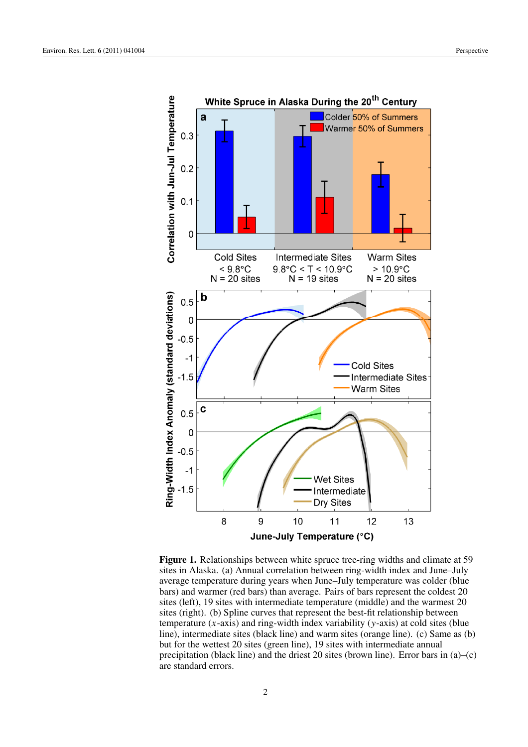**Figure 1.** Relationships between white spruce tree-ring widths and climate at 59 sites in Alaska. (a) Annual correlation between ring-width index and June–July average temperature during years when June–July temperature was colder (blue bars) and warmer (red bars) than average. Pairs of bars represent the coldest 20 sites (left), 19 sites with intermediate temperature (middle) and the warmest 20 sites (right). (b) Spline curves that represent the best-fit relationship between temperature ($x$-axis) and ring-width index variability ($y$-axis) at cold sites (blue line), intermediate sites (black line) and warm sites (orange line). (c) Same as (b) but for the wettest 20 sites (green line), 19 sites with intermediate annual precipitation (black line) and the driest 20 sites (brown line). Error bars in (a)–(c) are standard errors.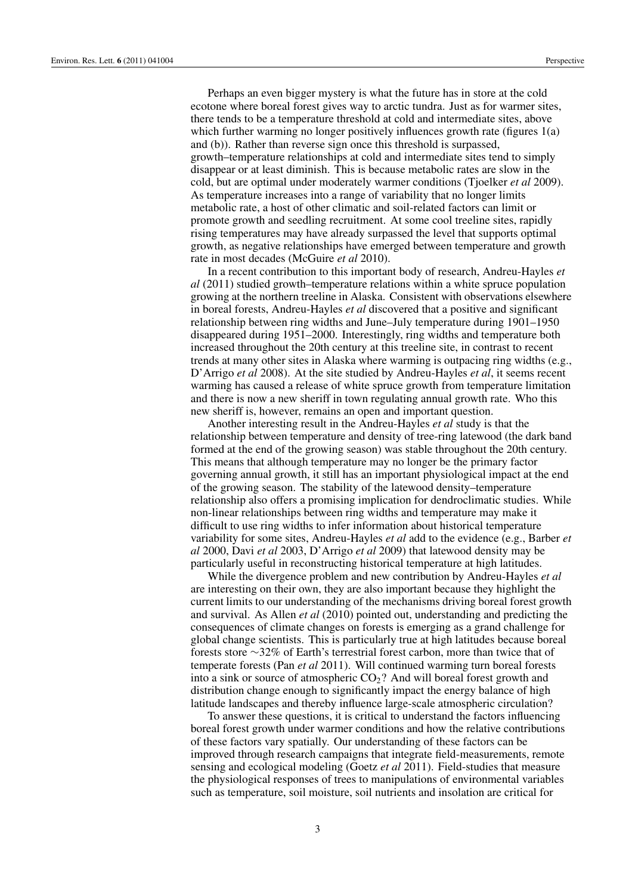Perhaps an even bigger mystery is what the future has in store at the cold ecotone where boreal forest gives way to arctic tundra. Just as for warmer sites, there tends to be a temperature threshold at cold and intermediate sites, above which further warming no longer positively influences growth rate (figures 1(a) and (b)). Rather than reverse sign once this threshold is surpassed, growth–temperature relationships at cold and intermediate sites tend to simply disappear or at least diminish. This is because metabolic rates are slow in the cold, but are optimal under moderately warmer conditions (Tjoelker *et al* 2009). As temperature increases into a range of variability that no longer limits metabolic rate, a host of other climatic and soil-related factors can limit or promote growth and seedling recruitment. At some cool treeline sites, rapidly rising temperatures may have already surpassed the level that supports optimal growth, as negative relationships have emerged between temperature and growth rate in most decades (McGuire *et al* 2010).

In a recent contribution to this important body of research, Andreu-Hayles *et al* (2011) studied growth–temperature relations within a white spruce population growing at the northern treeline in Alaska. Consistent with observations elsewhere in boreal forests, Andreu-Hayles *et al* discovered that a positive and significant relationship between ring widths and June–July temperature during 1901–1950 disappeared during 1951–2000. Interestingly, ring widths and temperature both increased throughout the 20th century at this treeline site, in contrast to recent trends at many other sites in Alaska where warming is outpacing ring widths (e.g., D'Arrigo *et al* 2008). At the site studied by Andreu-Hayles *et al*, it seems recent warming has caused a release of white spruce growth from temperature limitation and there is now a new sheriff in town regulating annual growth rate. Who this new sheriff is, however, remains an open and important question.

Another interesting result in the Andreu-Hayles *et al* study is that the relationship between temperature and density of tree-ring latewood (the dark band formed at the end of the growing season) was stable throughout the 20th century. This means that although temperature may no longer be the primary factor governing annual growth, it still has an important physiological impact at the end of the growing season. The stability of the latewood density–temperature relationship also offers a promising implication for dendroclimatic studies. While non-linear relationships between ring widths and temperature may make it difficult to use ring widths to infer information about historical temperature variability for some sites, Andreu-Hayles *et al* add to the evidence (e.g., Barber *et al* 2000, Davi *et al* 2003, D'Arrigo *et al* 2009) that latewood density may be particularly useful in reconstructing historical temperature at high latitudes.

While the divergence problem and new contribution by Andreu-Hayles *et al* are interesting on their own, they are also important because they highlight the current limits to our understanding of the mechanisms driving boreal forest growth and survival. As Allen *et al* (2010) pointed out, understanding and predicting the consequences of climate changes on forests is emerging as a grand challenge for global change scientists. This is particularly true at high latitudes because boreal forests store ~32% of Earth's terrestrial forest carbon, more than twice that of temperate forests (Pan *et al* 2011). Will continued warming turn boreal forests into a sink or source of atmospheric $CO_2$? And will boreal forest growth and distribution change enough to significantly impact the energy balance of high latitude landscapes and thereby influence large-scale atmospheric circulation?

To answer these questions, it is critical to understand the factors influencing boreal forest growth under warmer conditions and how the relative contributions of these factors vary spatially. Our understanding of these factors can be improved through research campaigns that integrate field-measurements, remote sensing and ecological modeling (Goetz *et al* 2011). Field-studies that measure the physiological responses of trees to manipulations of environmental variables such as temperature, soil moisture, soil nutrients and insolation are critical for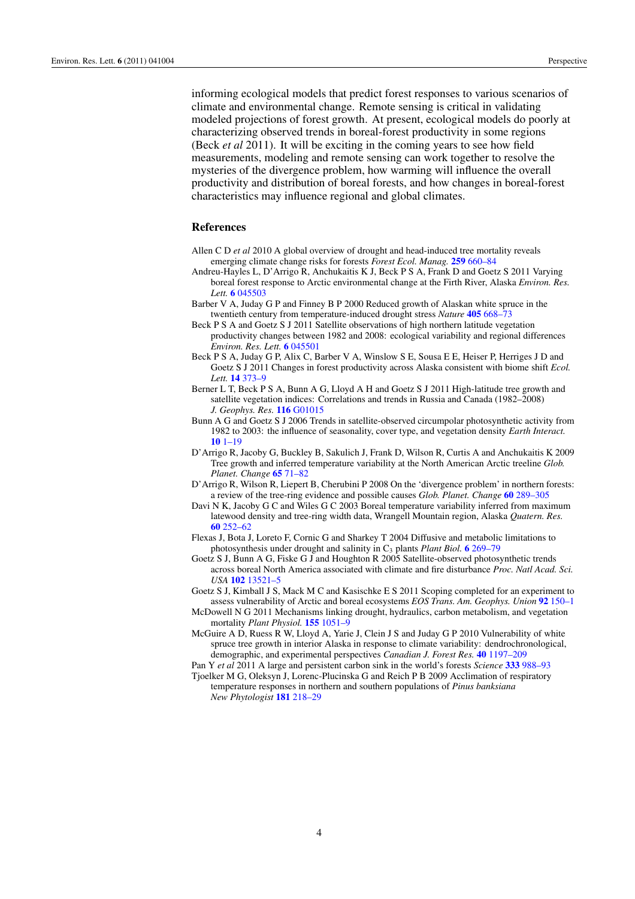informing ecological models that predict forest responses to various scenarios of climate and environmental change. Remote sensing is critical in validating modeled projections of forest growth. At present, ecological models do poorly at characterizing observed trends in boreal-forest productivity in some regions (Beck *et al* 2011). It will be exciting in the coming years to see how field measurements, modeling and remote sensing can work together to resolve the mysteries of the divergence problem, how warming will influence the overall productivity and distribution of boreal forests, and how changes in boreal-forest characteristics may influence regional and global climates.

## References

Allen C D *et al* 2010 A global overview of drought and head-induced tree mortality reveals emerging climate change risks for forests *Forest Ecol. Manag.* **259** 660–84

Andreu-Hayles L, D'Arrigo R, Anchukaitis K J, Beck P S A, Frank D and Goetz S 2011 Varying boreal forest response to Arctic environmental change at the Firth River, Alaska *Environ. Res. Lett.* **6** 045503

Barber V A, Juday G P and Finney B P 2000 Reduced growth of Alaskan white spruce in the twentieth century from temperature-induced drought stress *Nature* **405** 668–73

Beck P S A and Goetz S J 2011 Satellite observations of high northern latitude vegetation productivity changes between 1982 and 2008: ecological variability and regional differences *Environ. Res. Lett.* **6** 045501

Beck P S A, Juday G P, Alix C, Barber V A, Winslow S E, Sousa E E, Heiser P, Herriges J D and Goetz S J 2011 Changes in forest productivity across Alaska consistent with biome shift *Ecol. Lett.* **14** 373–9

Berner L T, Beck P S A, Bunn A G, Lloyd A H and Goetz S J 2011 High-latitude tree growth and satellite vegetation indices: Correlations and trends in Russia and Canada (1982–2008) *J. Geophys. Res.* **116** G01015

Bunn A G and Goetz S J 2006 Trends in satellite-observed circumpolar photosynthetic activity from 1982 to 2003: the influence of seasonality, cover type, and vegetation density *Earth Interact.* **10** 1–19

D'Arrigo R, Jacoby G, Buckley B, Sakulich J, Frank D, Wilson R, Curtis A and Anchukaitis K 2009 Tree growth and inferred temperature variability at the North American Arctic treeline *Glob. Planet. Change* **65** 71–82

D'Arrigo R, Wilson R, Liepert B, Cherubini P 2008 On the 'divergence problem' in northern forests: a review of the tree-ring evidence and possible causes *Glob. Planet. Change* **60** 289–305

Davi N K, Jacoby G C and Wiles G C 2003 Boreal temperature variability inferred from maximum latewood density and tree-ring width data, Wrangell Mountain region, Alaska *Quatern. Res.* **60** 252–62

Flexas J, Bota J, Loreto F, Cornic G and Sharkey T 2004 Diffusive and metabolic limitations to photosynthesis under drought and salinity in $C_3$ plants *Plant Biol.* **6** 269–79

Goetz S J, Bunn A G, Fiske G J and Houghton R 2005 Satellite-observed photosynthetic trends across boreal North America associated with climate and fire disturbance *Proc. Natl Acad. Sci. USA* **102** 13521–5

Goetz S J, Kimball J S, Mack M C and Kasischke E S 2011 Scoping completed for an experiment to assess vulnerability of Arctic and boreal ecosystems *EOS Trans. Am. Geophys. Union* **92** 150–1

McDowell N G 2011 Mechanisms linking drought, hydraulics, carbon metabolism, and vegetation mortality *Plant Physiol.* **155** 1051–9

McGuire A D, Ruess R W, Lloyd A, Yarie J, Clein J S and Juday G P 2010 Vulnerability of white spruce tree growth in interior Alaska in response to climate variability: dendrochronological, demographic, and experimental perspectives *Canadian J. Forest Res.* **40** 1197–209

Pan Y *et al* 2011 A large and persistent carbon sink in the world's forests *Science* **333** 988–93

Tjoelker M G, Oleksyn J, Lorenc-Plucinska G and Reich P B 2009 Acclimation of respiratory temperature responses in northern and southern populations of *Pinus banksiana* *New Phytologist* **181** 218–29